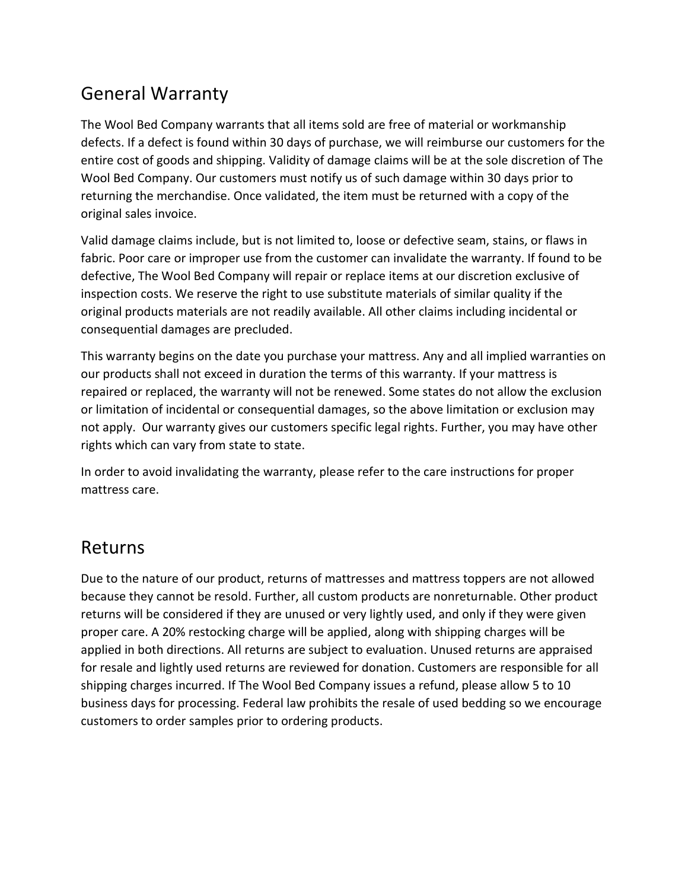## General Warranty

The Wool Bed Company warrants that all items sold are free of material or workmanship defects. If a defect is found within 30 days of purchase, we will reimburse our customers for the entire cost of goods and shipping. Validity of damage claims will be at the sole discretion of The Wool Bed Company. Our customers must notify us of such damage within 30 days prior to returning the merchandise. Once validated, the item must be returned with a copy of the original sales invoice.

Valid damage claims include, but is not limited to, loose or defective seam, stains, or flaws in fabric. Poor care or improper use from the customer can invalidate the warranty. If found to be defective, The Wool Bed Company will repair or replace items at our discretion exclusive of inspection costs. We reserve the right to use substitute materials of similar quality if the original products materials are not readily available. All other claims including incidental or consequential damages are precluded.

This warranty begins on the date you purchase your mattress. Any and all implied warranties on our products shall not exceed in duration the terms of this warranty. If your mattress is repaired or replaced, the warranty will not be renewed. Some states do not allow the exclusion or limitation of incidental or consequential damages, so the above limitation or exclusion may not apply. Our warranty gives our customers specific legal rights. Further, you may have other rights which can vary from state to state.

In order to avoid invalidating the warranty, please refer to the care instructions for proper mattress care.

## Returns

Due to the nature of our product, returns of mattresses and mattress toppers are not allowed because they cannot be resold. Further, all custom products are nonreturnable. Other product returns will be considered if they are unused or very lightly used, and only if they were given proper care. A 20% restocking charge will be applied, along with shipping charges will be applied in both directions. All returns are subject to evaluation. Unused returns are appraised for resale and lightly used returns are reviewed for donation. Customers are responsible for all shipping charges incurred. If The Wool Bed Company issues a refund, please allow 5 to 10 business days for processing. Federal law prohibits the resale of used bedding so we encourage customers to order samples prior to ordering products.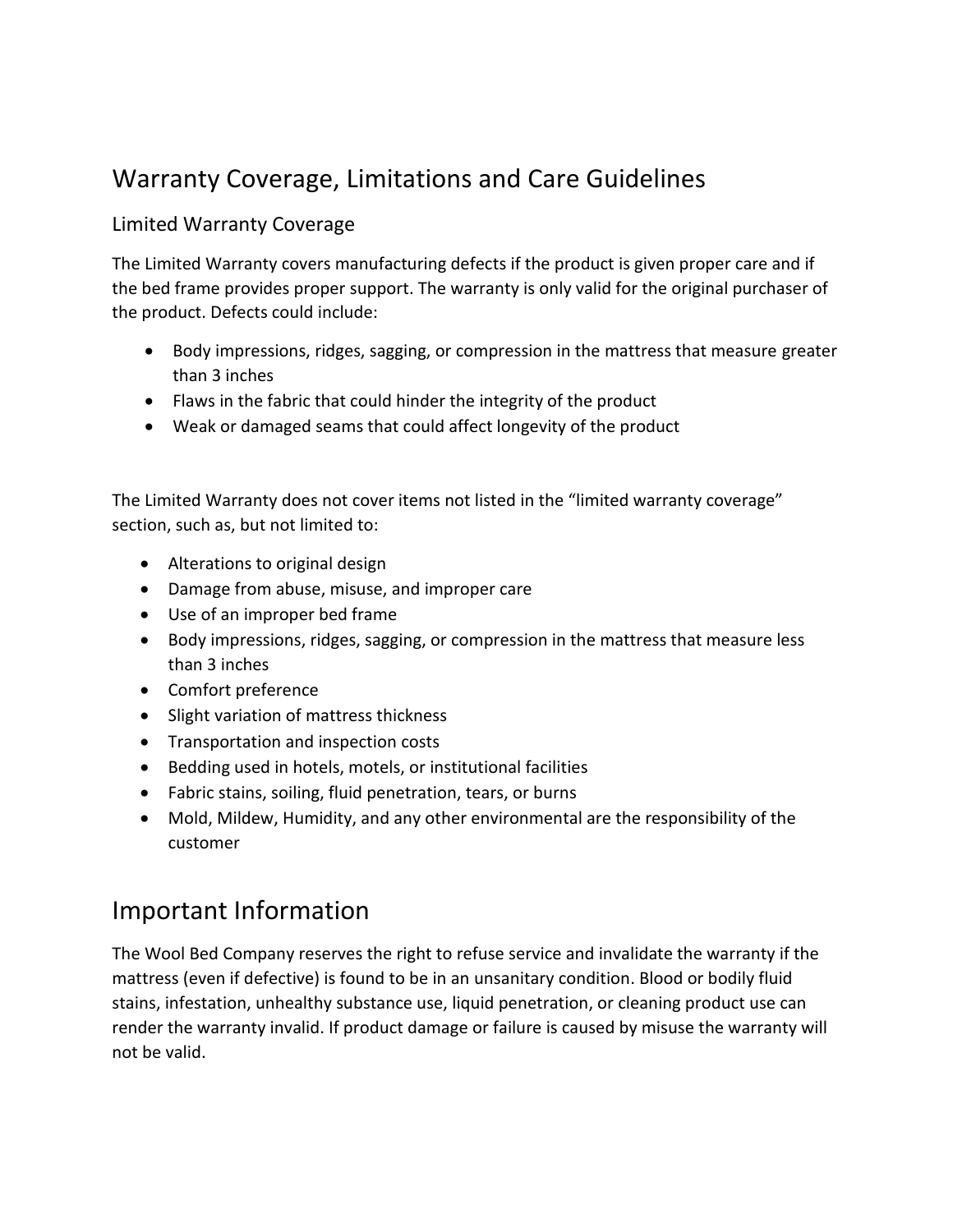# Warranty Coverage, Limitations and Care Guidelines

## Limited Warranty Coverage

The Limited Warranty covers manufacturing defects if the product is given proper care and if the bed frame provides proper support. The warranty is only valid for the original purchaser of the product. Defects could include:

- Body impressions, ridges, sagging, or compression in the mattress that measure greater than 3 inches
- Flaws in the fabric that could hinder the integrity of the product
- Weak or damaged seams that could affect longevity of the product

The Limited Warranty does not cover items not listed in the "limited warranty coverage" section, such as, but not limited to:

- Alterations to original design
- Damage from abuse, misuse, and improper care
- Use of an improper bed frame
- Body impressions, ridges, sagging, or compression in the mattress that measure less than 3 inches
- Comfort preference
- Slight variation of mattress thickness
- Transportation and inspection costs
- Bedding used in hotels, motels, or institutional facilities
- Fabric stains, soiling, fluid penetration, tears, or burns
- Mold, Mildew, Humidity, and any other environmental are the responsibility of the customer

# Important Information

The Wool Bed Company reserves the right to refuse service and invalidate the warranty if the mattress (even if defective) is found to be in an unsanitary condition. Blood or bodily fluid stains, infestation, unhealthy substance use, liquid penetration, or cleaning product use can render the warranty invalid. If product damage or failure is caused by misuse the warranty will not be valid.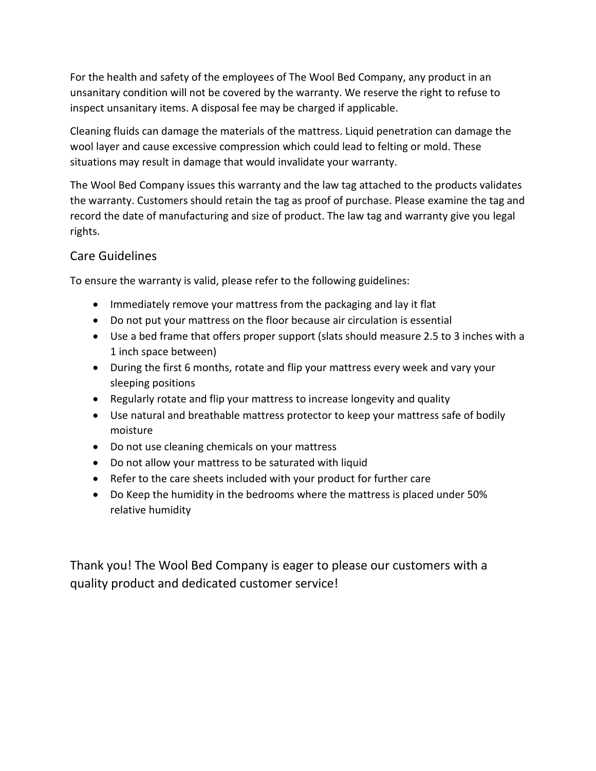For the health and safety of the employees of The Wool Bed Company, any product in an unsanitary condition will not be covered by the warranty. We reserve the right to refuse to inspect unsanitary items. A disposal fee may be charged if applicable.

Cleaning fluids can damage the materials of the mattress. Liquid penetration can damage the wool layer and cause excessive compression which could lead to felting or mold. These situations may result in damage that would invalidate your warranty.

The Wool Bed Company issues this warranty and the law tag attached to the products validates the warranty. Customers should retain the tag as proof of purchase. Please examine the tag and record the date of manufacturing and size of product. The law tag and warranty give you legal rights.

## Care Guidelines

To ensure the warranty is valid, please refer to the following guidelines:

- Immediately remove your mattress from the packaging and lay it flat
- Do not put your mattress on the floor because air circulation is essential
- Use a bed frame that offers proper support (slats should measure 2.5 to 3 inches with a 1 inch space between)
- During the first 6 months, rotate and flip your mattress every week and vary your sleeping positions
- Regularly rotate and flip your mattress to increase longevity and quality
- Use natural and breathable mattress protector to keep your mattress safe of bodily moisture
- Do not use cleaning chemicals on your mattress
- Do not allow your mattress to be saturated with liquid
- Refer to the care sheets included with your product for further care
- Do Keep the humidity in the bedrooms where the mattress is placed under 50% relative humidity

Thank you! The Wool Bed Company is eager to please our customers with a quality product and dedicated customer service!